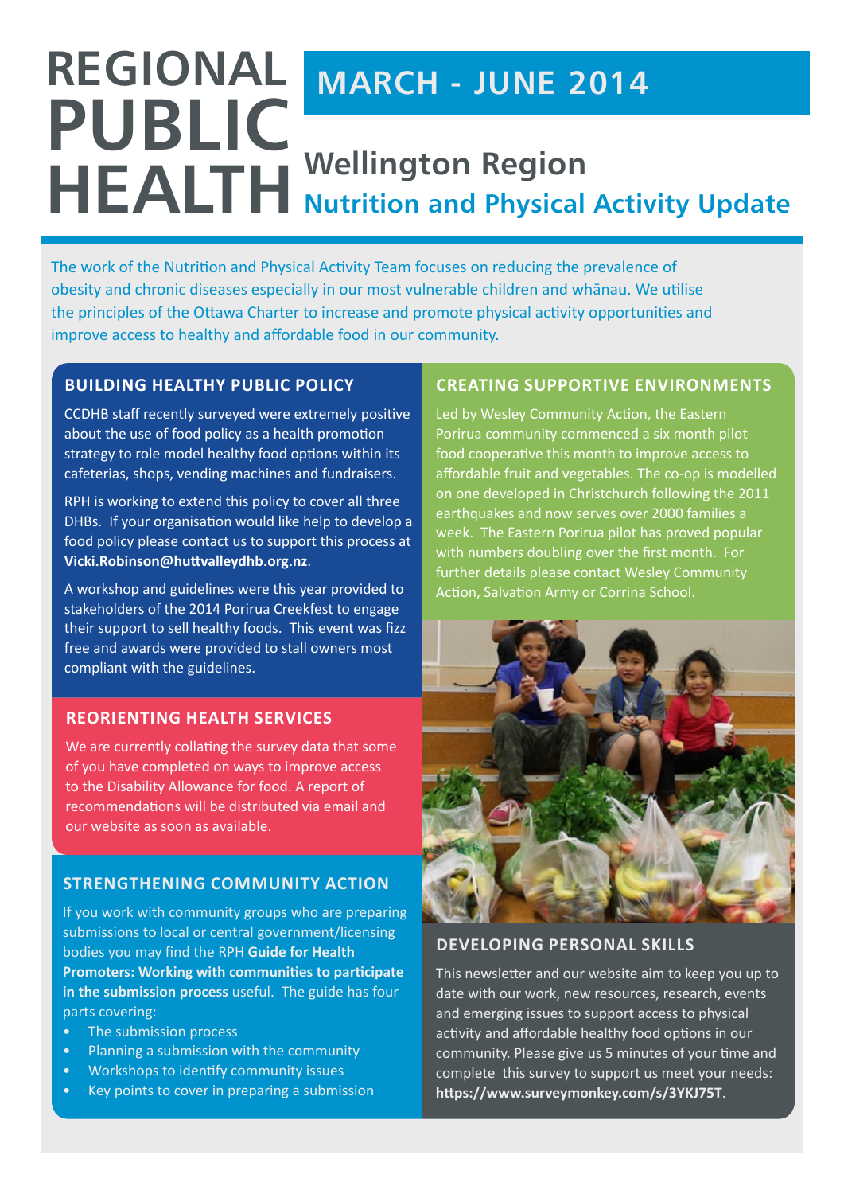# REGIONAL PUBLIC HEALTH

## MARCH - JUNE 2014

## Wellington Region
## Nutrition and Physical Activity Update

The work of the Nutrition and Physical Activity Team focuses on reducing the prevalence of obesity and chronic diseases especially in our most vulnerable children and whānau. We utilise the principles of the Ottawa Charter to increase and promote physical activity opportunities and improve access to healthy and affordable food in our community.

### BUILDING HEALTHY PUBLIC POLICY

CCDHB staff recently surveyed were extremely positive about the use of food policy as a health promotion strategy to role model healthy food options within its cafeterias, shops, vending machines and fundraisers.

RPH is working to extend this policy to cover all three DHBs. If your organisation would like help to develop a food policy please contact us to support this process at **Vicki.Robinson@huttvalleydhb.org.nz**.

A workshop and guidelines were this year provided to stakeholders of the 2014 Porirua Creekfest to engage their support to sell healthy foods. This event was fizz free and awards were provided to stall owners most compliant with the guidelines.

### REORIENTING HEALTH SERVICES

We are currently collating the survey data that some of you have completed on ways to improve access to the Disability Allowance for food. A report of recommendations will be distributed via email and our website as soon as available.

### STRENGTHENING COMMUNITY ACTION

If you work with community groups who are preparing submissions to local or central government/licensing bodies you may find the RPH **Guide for Health Promoters: Working with communities to participate in the submission process** useful. The guide has four parts covering:

- The submission process
- Planning a submission with the community
- Workshops to identify community issues
- Key points to cover in preparing a submission

### CREATING SUPPORTIVE ENVIRONMENTS

Led by Wesley Community Action, the Eastern Porirua community commenced a six month pilot food cooperative this month to improve access to affordable fruit and vegetables. The co-op is modelled on one developed in Christchurch following the 2011 earthquakes and now serves over 2000 families a week. The Eastern Porirua pilot has proved popular with numbers doubling over the first month. For further details please contact Wesley Community Action, Salvation Army or Corrina School.

### DEVELOPING PERSONAL SKILLS

This newsletter and our website aim to keep you up to date with our work, new resources, research, events and emerging issues to support access to physical activity and affordable healthy food options in our community. Please give us 5 minutes of your time and complete this survey to support us meet your needs: **https://www.surveymonkey.com/s/3YKJ75T**.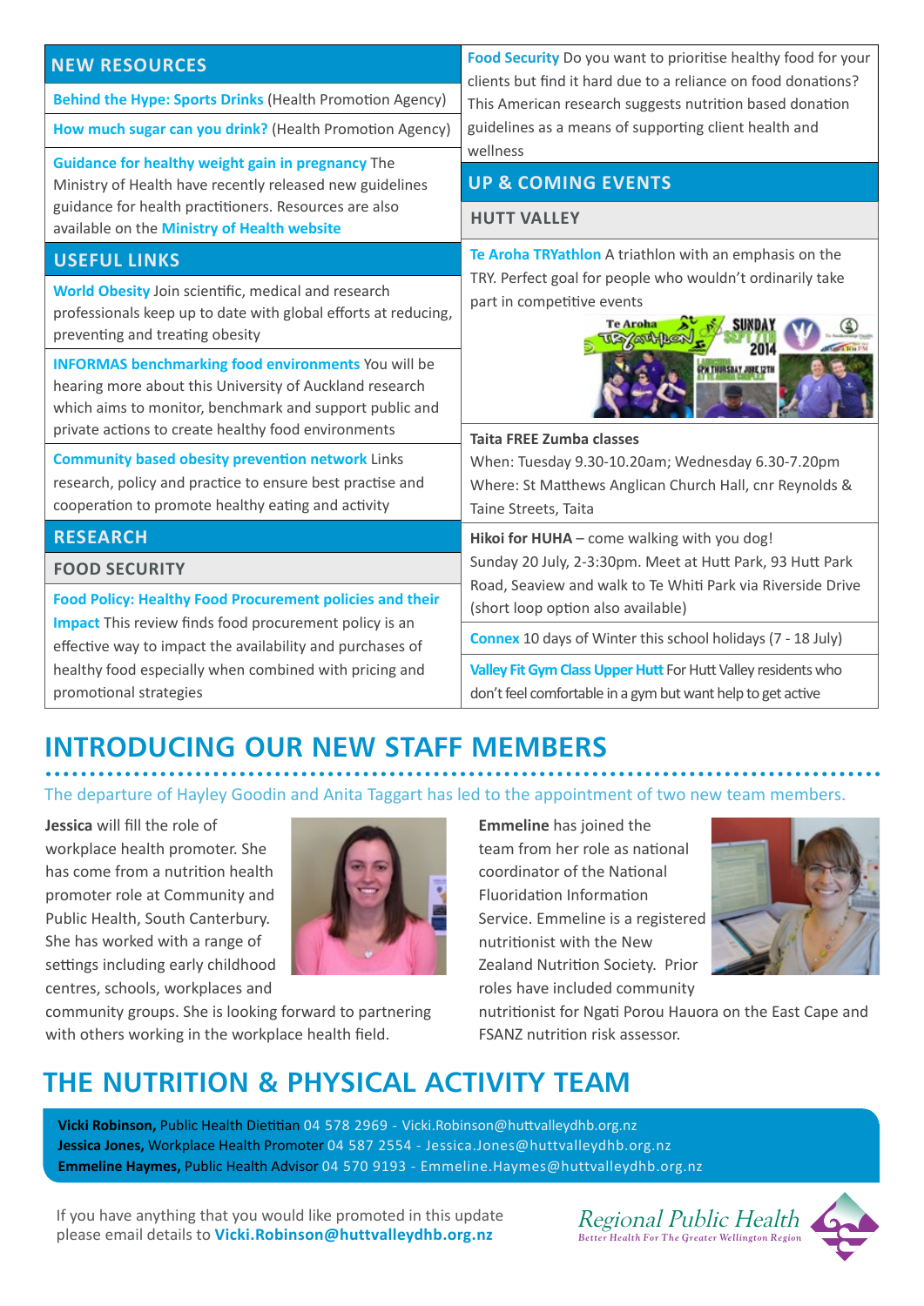## NEW RESOURCES

**Behind the Hype: Sports Drinks** (Health Promotion Agency)

**How much sugar can you drink?** (Health Promotion Agency)

**Guidance for healthy weight gain in pregnancy** The Ministry of Health have recently released new guidelines guidance for health practitioners. Resources are also available on the **Ministry of Health website**

## USEFUL LINKS

**World Obesity** Join scientific, medical and research professionals keep up to date with global efforts at reducing, preventing and treating obesity

**INFORMAS benchmarking food environments** You will be hearing more about this University of Auckland research which aims to monitor, benchmark and support public and private actions to create healthy food environments

**Community based obesity prevention network** Links research, policy and practice to ensure best practise and cooperation to promote healthy eating and activity

## RESEARCH

### FOOD SECURITY

**Food Policy: Healthy Food Procurement policies and their Impact** This review finds food procurement policy is an effective way to impact the availability and purchases of healthy food especially when combined with pricing and promotional strategies

**Food Security** Do you want to prioritise healthy food for your clients but find it hard due to a reliance on food donations? This American research suggests nutrition based donation guidelines as a means of supporting client health and wellness

## UP & COMING EVENTS

### HUTT VALLEY

**Te Aroha TRYathlon** A triathlon with an emphasis on the TRY. Perfect goal for people who wouldn't ordinarily take part in competitive events

**Taita FREE Zumba classes**
When: Tuesday 9.30-10.20am; Wednesday 6.30-7.20pm
Where: St Matthews Anglican Church Hall, cnr Reynolds & Taine Streets, Taita

**Hikoi for HUHA** – come walking with you dog!
Sunday 20 July, 2-3:30pm. Meet at Hutt Park, 93 Hutt Park Road, Seaview and walk to Te Whiti Park via Riverside Drive (short loop option also available)

**Connex** 10 days of Winter this school holidays (7 - 18 July)

**Valley Fit Gym Class Upper Hutt** For Hutt Valley residents who don't feel comfortable in a gym but want help to get active

# INTRODUCING OUR NEW STAFF MEMBERS

The departure of Hayley Goodin and Anita Taggart has led to the appointment of two new team members.

**Jessica** will fill the role of workplace health promoter. She has come from a nutrition health promoter role at Community and Public Health, South Canterbury. She has worked with a range of settings including early childhood centres, schools, workplaces and community groups. She is looking forward to partnering with others working in the workplace health field.

**Emmeline** has joined the team from her role as national coordinator of the National Fluoridation Information Service. Emmeline is a registered nutritionist with the New Zealand Nutrition Society. Prior roles have included community nutritionist for Ngati Porou Hauora on the East Cape and FSANZ nutrition risk assessor.

# THE NUTRITION & PHYSICAL ACTIVITY TEAM

**Vicki Robinson,** Public Health Dietitian 04 578 2969 - Vicki.Robinson@huttvalleydhb.org.nz
**Jessica Jones,** Workplace Health Promoter 04 587 2554 - Jessica.Jones@huttvalleydhb.org.nz
**Emmeline Haymes,** Public Health Advisor 04 570 9193 - Emmeline.Haymes@huttvalleydhb.org.nz

If you have anything that you would like promoted in this update please email details to **Vicki.Robinson@huttvalleydhb.org.nz**

Regional Public Health
Better Health For The Greater Wellington Region